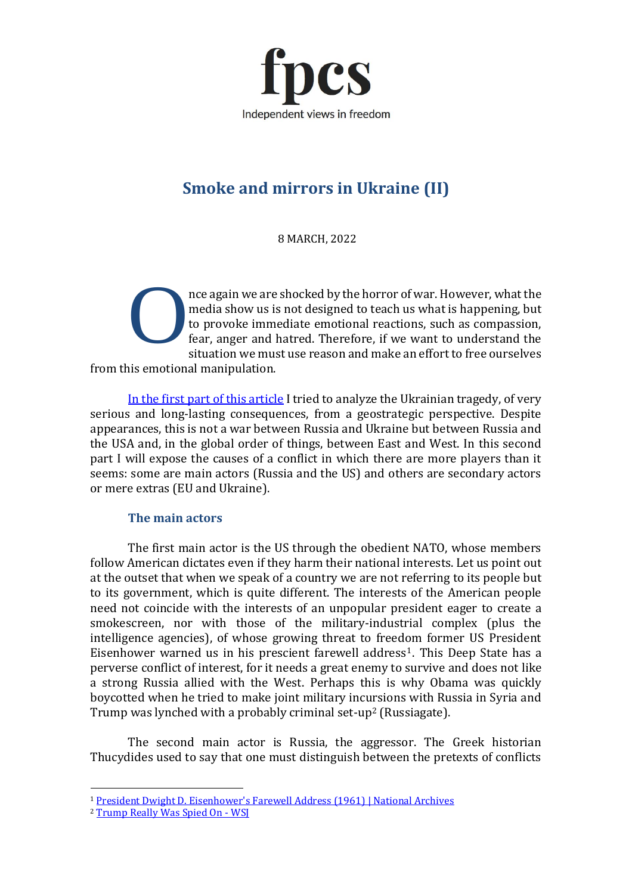fpcs

Independent views in freedom

# Smoke and mirrors in Ukraine (II)

8 MARCH, 2022

Once again we are shocked by the horror of war. However, what the media show us is not designed to teach us what is happening, but to provoke immediate emotional reactions, such as compassion, fear, anger and hatred. Therefore, if we want to understand the situation we must use reason and make an effort to free ourselves from this emotional manipulation.

[In the first part of this article] I tried to analyze the Ukrainian tragedy, of very serious and long-lasting consequences, from a geostrategic perspective. Despite appearances, this is not a war between Russia and Ukraine but between Russia and the USA and, in the global order of things, between East and West. In this second part I will expose the causes of a conflict in which there are more players than it seems: some are main actors (Russia and the US) and others are secondary actors or mere extras (EU and Ukraine).

## The main actors

The first main actor is the US through the obedient NATO, whose members follow American dictates even if they harm their national interests. Let us point out at the outset that when we speak of a country we are not referring to its people but to its government, which is quite different. The interests of the American people need not coincide with the interests of an unpopular president eager to create a smokescreen, nor with those of the military-industrial complex (plus the intelligence agencies), of whose growing threat to freedom former US President Eisenhower warned us in his prescient farewell address[1]. This Deep State has a perverse conflict of interest, for it needs a great enemy to survive and does not like a strong Russia allied with the West. Perhaps this is why Obama was quickly boycotted when he tried to make joint military incursions with Russia in Syria and Trump was lynched with a probably criminal set-up[2] (Russiagate).

The second main actor is Russia, the aggressor. The Greek historian Thucydides used to say that one must distinguish between the pretexts of conflicts

---

[1] President Dwight D. Eisenhower's Farewell Address (1961) | National Archives

[2] Trump Really Was Spied On - WSJ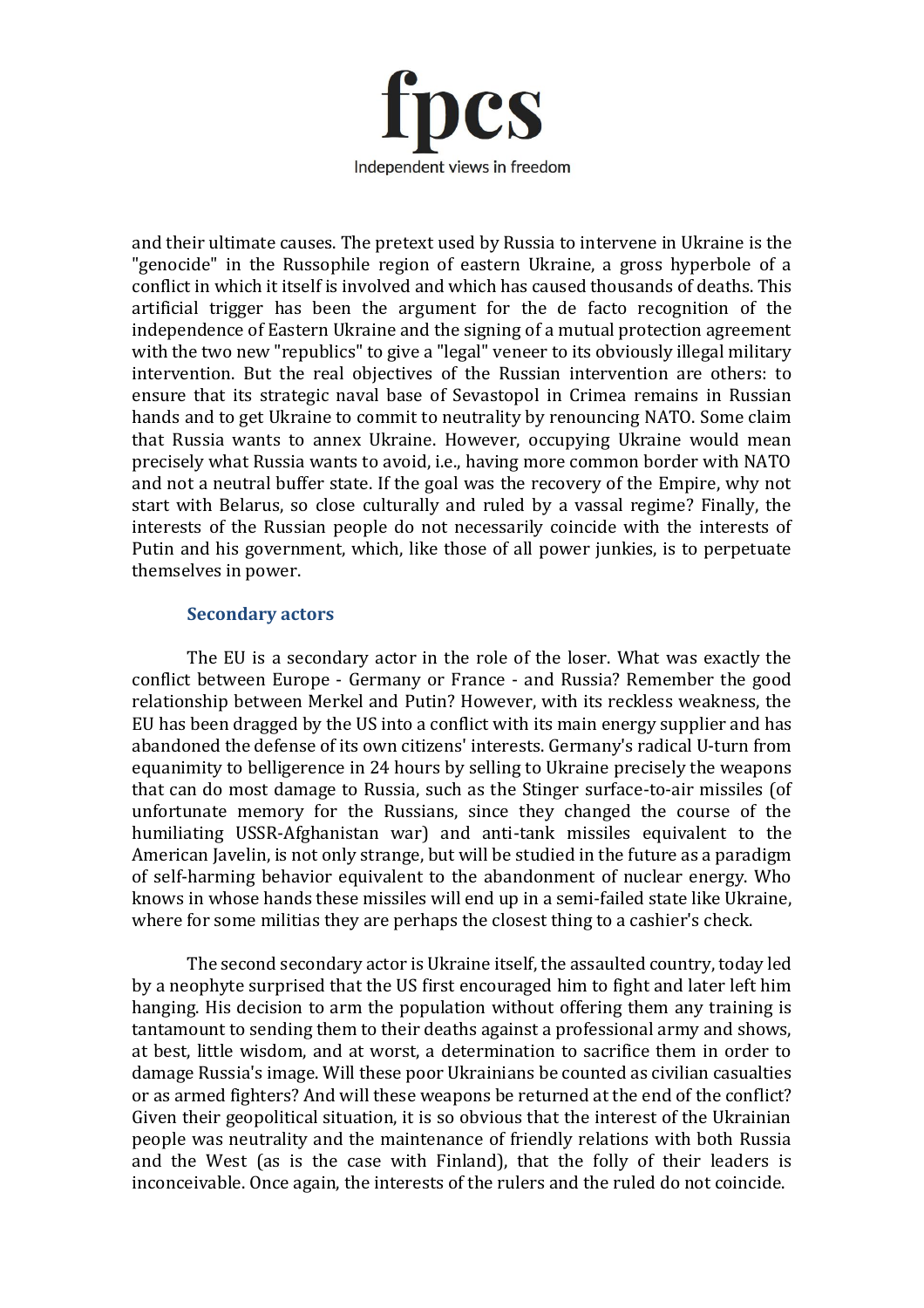and their ultimate causes. The pretext used by Russia to intervene in Ukraine is the "genocide" in the Russophile region of eastern Ukraine, a gross hyperbole of a conflict in which it itself is involved and which has caused thousands of deaths. This artificial trigger has been the argument for the de facto recognition of the independence of Eastern Ukraine and the signing of a mutual protection agreement with the two new "republics" to give a "legal" veneer to its obviously illegal military intervention. But the real objectives of the Russian intervention are others: to ensure that its strategic naval base of Sevastopol in Crimea remains in Russian hands and to get Ukraine to commit to neutrality by renouncing NATO. Some claim that Russia wants to annex Ukraine. However, occupying Ukraine would mean precisely what Russia wants to avoid, i.e., having more common border with NATO and not a neutral buffer state. If the goal was the recovery of the Empire, why not start with Belarus, so close culturally and ruled by a vassal regime? Finally, the interests of the Russian people do not necessarily coincide with the interests of Putin and his government, which, like those of all power junkies, is to perpetuate themselves in power.

### Secondary actors

The EU is a secondary actor in the role of the loser. What was exactly the conflict between Europe - Germany or France - and Russia? Remember the good relationship between Merkel and Putin? However, with its reckless weakness, the EU has been dragged by the US into a conflict with its main energy supplier and has abandoned the defense of its own citizens' interests. Germany's radical U-turn from equanimity to belligerence in 24 hours by selling to Ukraine precisely the weapons that can do most damage to Russia, such as the Stinger surface-to-air missiles (of unfortunate memory for the Russians, since they changed the course of the humiliating USSR-Afghanistan war) and anti-tank missiles equivalent to the American Javelin, is not only strange, but will be studied in the future as a paradigm of self-harming behavior equivalent to the abandonment of nuclear energy. Who knows in whose hands these missiles will end up in a semi-failed state like Ukraine, where for some militias they are perhaps the closest thing to a cashier's check.

The second secondary actor is Ukraine itself, the assaulted country, today led by a neophyte surprised that the US first encouraged him to fight and later left him hanging. His decision to arm the population without offering them any training is tantamount to sending them to their deaths against a professional army and shows, at best, little wisdom, and at worst, a determination to sacrifice them in order to damage Russia's image. Will these poor Ukrainians be counted as civilian casualties or as armed fighters? And will these weapons be returned at the end of the conflict? Given their geopolitical situation, it is so obvious that the interest of the Ukrainian people was neutrality and the maintenance of friendly relations with both Russia and the West (as is the case with Finland), that the folly of their leaders is inconceivable. Once again, the interests of the rulers and the ruled do not coincide.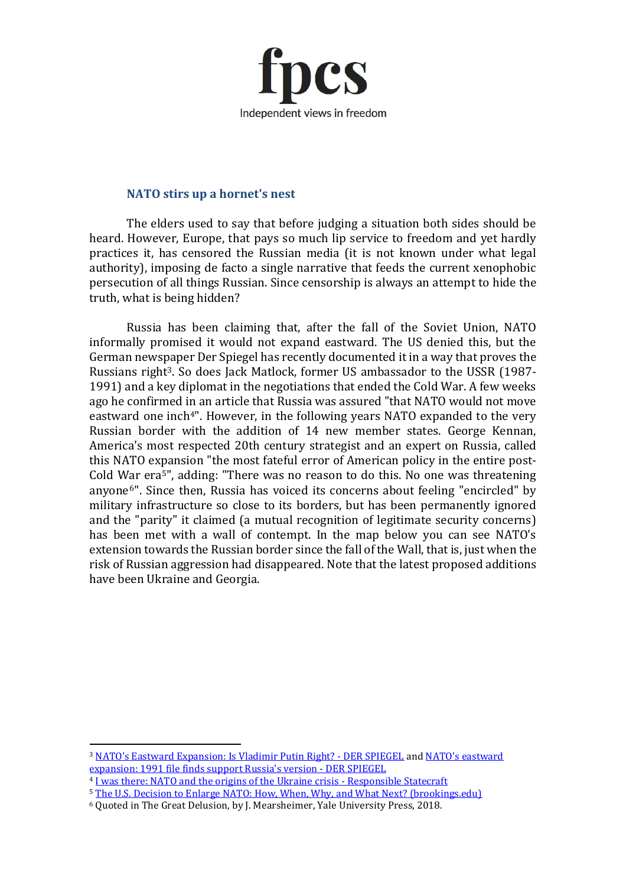## NATO stirs up a hornet's nest

The elders used to say that before judging a situation both sides should be heard. However, Europe, that pays so much lip service to freedom and yet hardly practices it, has censored the Russian media (it is not known under what legal authority), imposing de facto a single narrative that feeds the current xenophobic persecution of all things Russian. Since censorship is always an attempt to hide the truth, what is being hidden?

Russia has been claiming that, after the fall of the Soviet Union, NATO informally promised it would not expand eastward. The US denied this, but the German newspaper Der Spiegel has recently documented it in a way that proves the Russians right[3]. So does Jack Matlock, former US ambassador to the USSR (1987-1991) and a key diplomat in the negotiations that ended the Cold War. A few weeks ago he confirmed in an article that Russia was assured "that NATO would not move eastward one inch[4]". However, in the following years NATO expanded to the very Russian border with the addition of 14 new member states. George Kennan, America's most respected 20th century strategist and an expert on Russia, called this NATO expansion "the most fateful error of American policy in the entire post-Cold War era[5]", adding: "There was no reason to do this. No one was threatening anyone[6]". Since then, Russia has voiced its concerns about feeling "encircled" by military infrastructure so close to its borders, but has been permanently ignored and the "parity" it claimed (a mutual recognition of legitimate security concerns) has been met with a wall of contempt. In the map below you can see NATO's extension towards the Russian border since the fall of the Wall, that is, just when the risk of Russian aggression had disappeared. Note that the latest proposed additions have been Ukraine and Georgia.

---

[3] NATO's Eastward Expansion: Is Vladimir Putin Right? - DER SPIEGEL and NATO's eastward expansion: 1991 file finds support Russia's version - DER SPIEGEL

[4] I was there: NATO and the origins of the Ukraine crisis - Responsible Statecraft

[5] The U.S. Decision to Enlarge NATO: How, When, Why, and What Next? (brookings.edu)

[6] Quoted in The Great Delusion, by J. Mearsheimer, Yale University Press, 2018.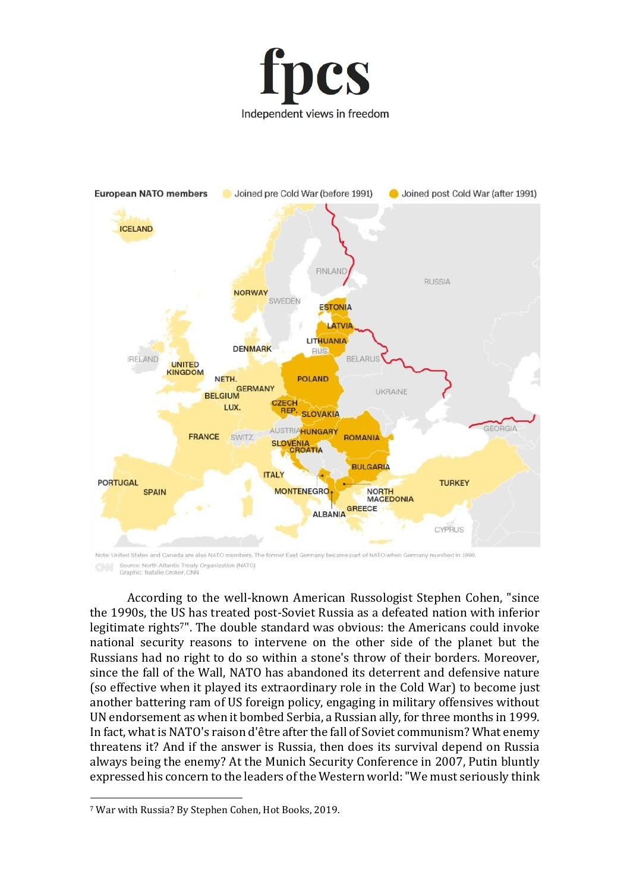European NATO members — Joined pre Cold War (before 1991) — Joined post Cold War (after 1991)

Note: United States and Canada are also NATO members. The former East Germany became part of NATO when Germany reunified in 1990.
Source: North Atlantic Treaty Organization (NATO)
Graphic: Natalie Croker, CNN

According to the well-known American Russologist Stephen Cohen, "since the 1990s, the US has treated post-Soviet Russia as a defeated nation with inferior legitimate rights[7]". The double standard was obvious: the Americans could invoke national security reasons to intervene on the other side of the planet but the Russians had no right to do so within a stone's throw of their borders. Moreover, since the fall of the Wall, NATO has abandoned its deterrent and defensive nature (so effective when it played its extraordinary role in the Cold War) to become just another battering ram of US foreign policy, engaging in military offensives without UN endorsement as when it bombed Serbia, a Russian ally, for three months in 1999. In fact, what is NATO's raison d'être after the fall of Soviet communism? What enemy threatens it? And if the answer is Russia, then does its survival depend on Russia always being the enemy? At the Munich Security Conference in 2007, Putin bluntly expressed his concern to the leaders of the Western world: "We must seriously think

---

[7] War with Russia? By Stephen Cohen, Hot Books, 2019.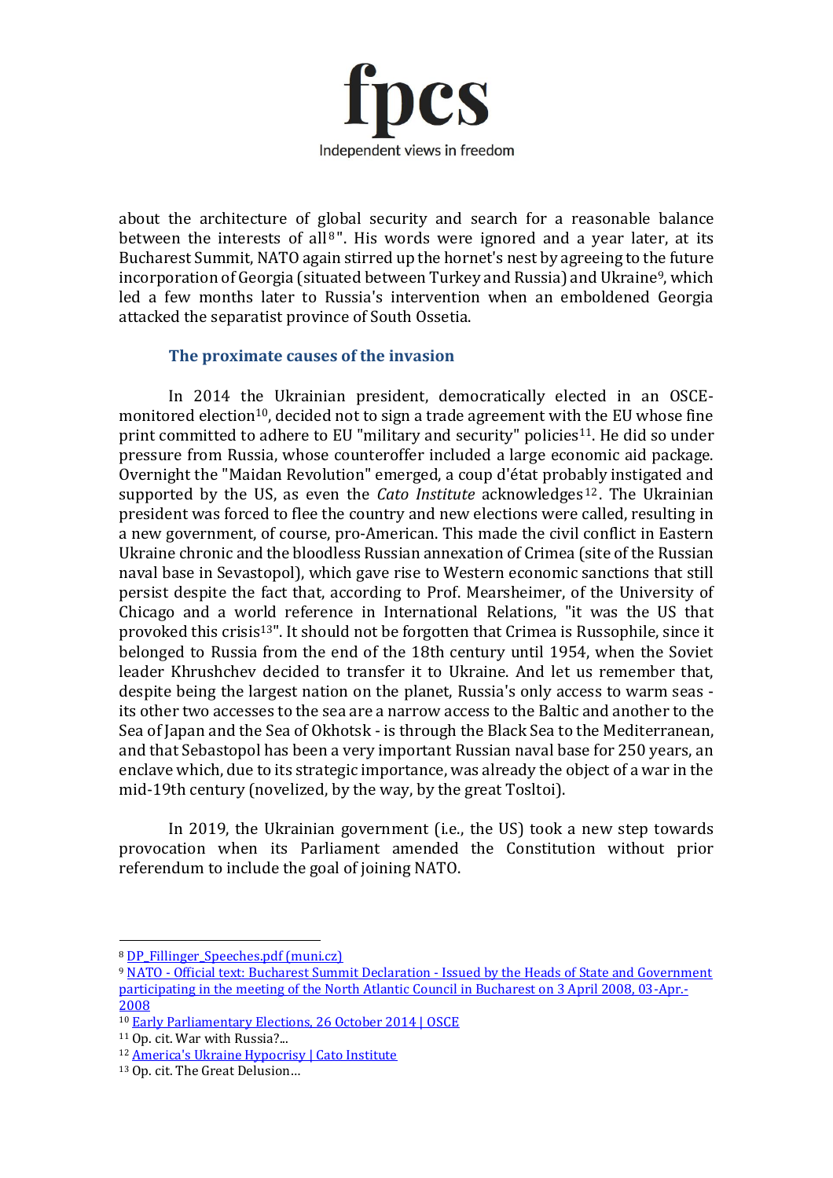about the architecture of global security and search for a reasonable balance between the interests of all[8]". His words were ignored and a year later, at its Bucharest Summit, NATO again stirred up the hornet's nest by agreeing to the future incorporation of Georgia (situated between Turkey and Russia) and Ukraine[9], which led a few months later to Russia's intervention when an emboldened Georgia attacked the separatist province of South Ossetia.

## The proximate causes of the invasion

In 2014 the Ukrainian president, democratically elected in an OSCE-monitored election[10], decided not to sign a trade agreement with the EU whose fine print committed to adhere to EU "military and security" policies[11]. He did so under pressure from Russia, whose counteroffer included a large economic aid package. Overnight the "Maidan Revolution" emerged, a coup d'état probably instigated and supported by the US, as even the *Cato Institute* acknowledges[12]. The Ukrainian president was forced to flee the country and new elections were called, resulting in a new government, of course, pro-American. This made the civil conflict in Eastern Ukraine chronic and the bloodless Russian annexation of Crimea (site of the Russian naval base in Sevastopol), which gave rise to Western economic sanctions that still persist despite the fact that, according to Prof. Mearsheimer, of the University of Chicago and a world reference in International Relations, "it was the US that provoked this crisis[13]". It should not be forgotten that Crimea is Russophile, since it belonged to Russia from the end of the 18th century until 1954, when the Soviet leader Khrushchev decided to transfer it to Ukraine. And let us remember that, despite being the largest nation on the planet, Russia's only access to warm seas - its other two accesses to the sea are a narrow access to the Baltic and another to the Sea of Japan and the Sea of Okhotsk - is through the Black Sea to the Mediterranean, and that Sebastopol has been a very important Russian naval base for 250 years, an enclave which, due to its strategic importance, was already the object of a war in the mid-19th century (novelized, by the way, by the great Tosltoi).

In 2019, the Ukrainian government (i.e., the US) took a new step towards provocation when its Parliament amended the Constitution without prior referendum to include the goal of joining NATO.

---

[8] DP_Fillinger_Speeches.pdf (muni.cz)

[9] NATO - Official text: Bucharest Summit Declaration - Issued by the Heads of State and Government participating in the meeting of the North Atlantic Council in Bucharest on 3 April 2008, 03-Apr.-2008

[10] Early Parliamentary Elections, 26 October 2014 | OSCE

[11] Op. cit. War with Russia?...

[12] America's Ukraine Hypocrisy | Cato Institute

[13] Op. cit. The Great Delusion…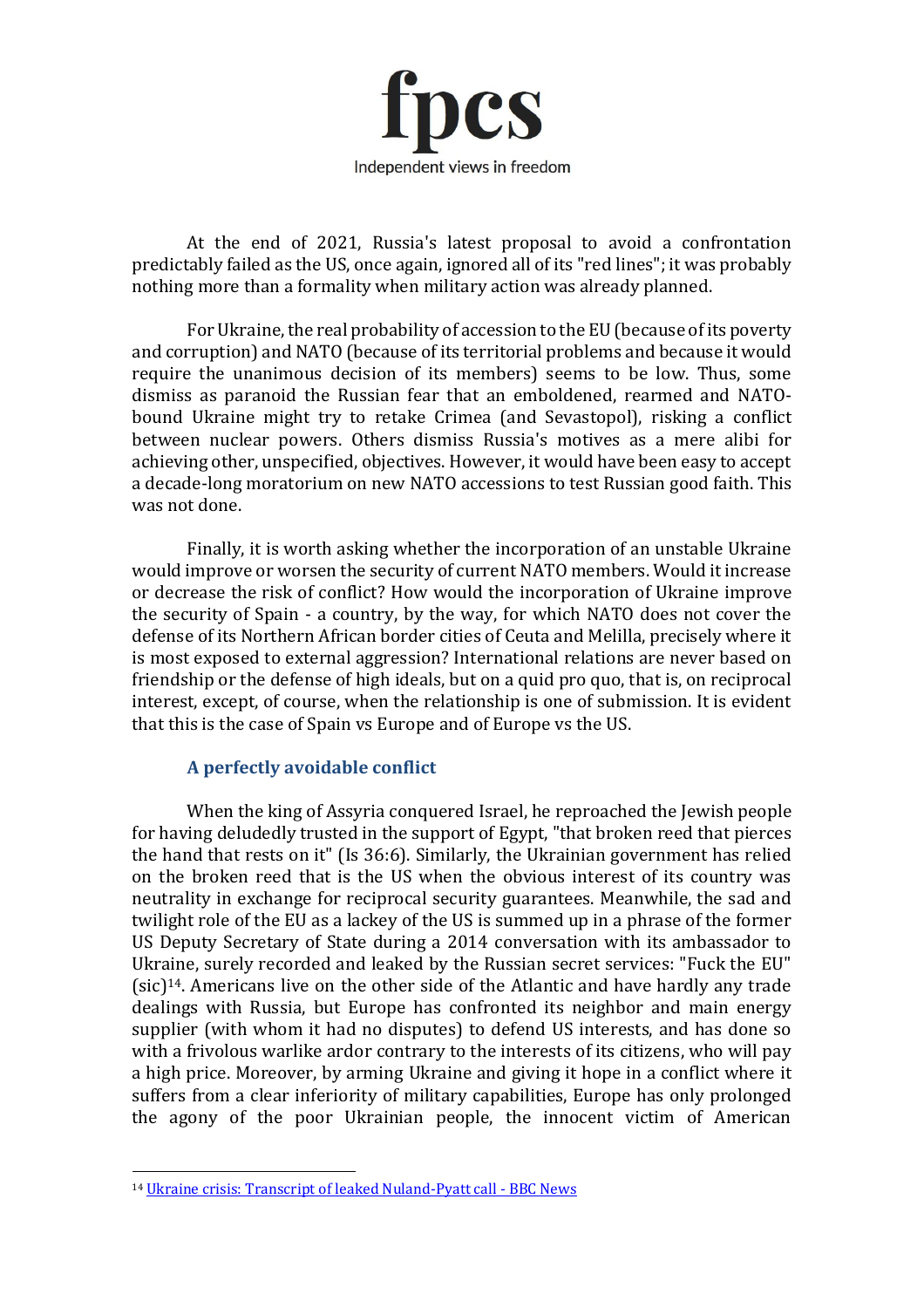At the end of 2021, Russia's latest proposal to avoid a confrontation predictably failed as the US, once again, ignored all of its "red lines"; it was probably nothing more than a formality when military action was already planned.

For Ukraine, the real probability of accession to the EU (because of its poverty and corruption) and NATO (because of its territorial problems and because it would require the unanimous decision of its members) seems to be low. Thus, some dismiss as paranoid the Russian fear that an emboldened, rearmed and NATO-bound Ukraine might try to retake Crimea (and Sevastopol), risking a conflict between nuclear powers. Others dismiss Russia's motives as a mere alibi for achieving other, unspecified, objectives. However, it would have been easy to accept a decade-long moratorium on new NATO accessions to test Russian good faith. This was not done.

Finally, it is worth asking whether the incorporation of an unstable Ukraine would improve or worsen the security of current NATO members. Would it increase or decrease the risk of conflict? How would the incorporation of Ukraine improve the security of Spain - a country, by the way, for which NATO does not cover the defense of its Northern African border cities of Ceuta and Melilla, precisely where it is most exposed to external aggression? International relations are never based on friendship or the defense of high ideals, but on a quid pro quo, that is, on reciprocal interest, except, of course, when the relationship is one of submission. It is evident that this is the case of Spain vs Europe and of Europe vs the US.

## A perfectly avoidable conflict

When the king of Assyria conquered Israel, he reproached the Jewish people for having deludedly trusted in the support of Egypt, "that broken reed that pierces the hand that rests on it" (Is 36:6). Similarly, the Ukrainian government has relied on the broken reed that is the US when the obvious interest of its country was neutrality in exchange for reciprocal security guarantees. Meanwhile, the sad and twilight role of the EU as a lackey of the US is summed up in a phrase of the former US Deputy Secretary of State during a 2014 conversation with its ambassador to Ukraine, surely recorded and leaked by the Russian secret services: "Fuck the EU" (sic)[14]. Americans live on the other side of the Atlantic and have hardly any trade dealings with Russia, but Europe has confronted its neighbor and main energy supplier (with whom it had no disputes) to defend US interests, and has done so with a frivolous warlike ardor contrary to the interests of its citizens, who will pay a high price. Moreover, by arming Ukraine and giving it hope in a conflict where it suffers from a clear inferiority of military capabilities, Europe has only prolonged the agony of the poor Ukrainian people, the innocent victim of American

[14] Ukraine crisis: Transcript of leaked Nuland-Pyatt call - BBC News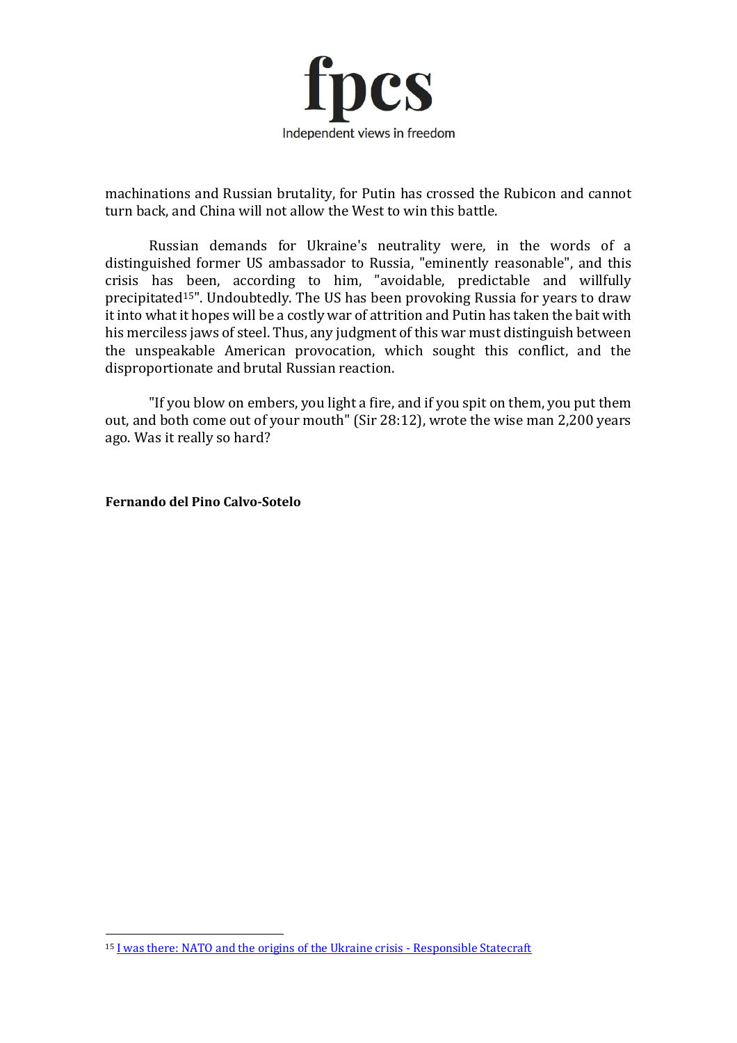machinations and Russian brutality, for Putin has crossed the Rubicon and cannot turn back, and China will not allow the West to win this battle.

Russian demands for Ukraine's neutrality were, in the words of a distinguished former US ambassador to Russia, "eminently reasonable", and this crisis has been, according to him, "avoidable, predictable and willfully precipitated[15]". Undoubtedly. The US has been provoking Russia for years to draw it into what it hopes will be a costly war of attrition and Putin has taken the bait with his merciless jaws of steel. Thus, any judgment of this war must distinguish between the unspeakable American provocation, which sought this conflict, and the disproportionate and brutal Russian reaction.

"If you blow on embers, you light a fire, and if you spit on them, you put them out, and both come out of your mouth" (Sir 28:12), wrote the wise man 2,200 years ago. Was it really so hard?

**Fernando del Pino Calvo-Sotelo**

[15] I was there: NATO and the origins of the Ukraine crisis - Responsible Statecraft